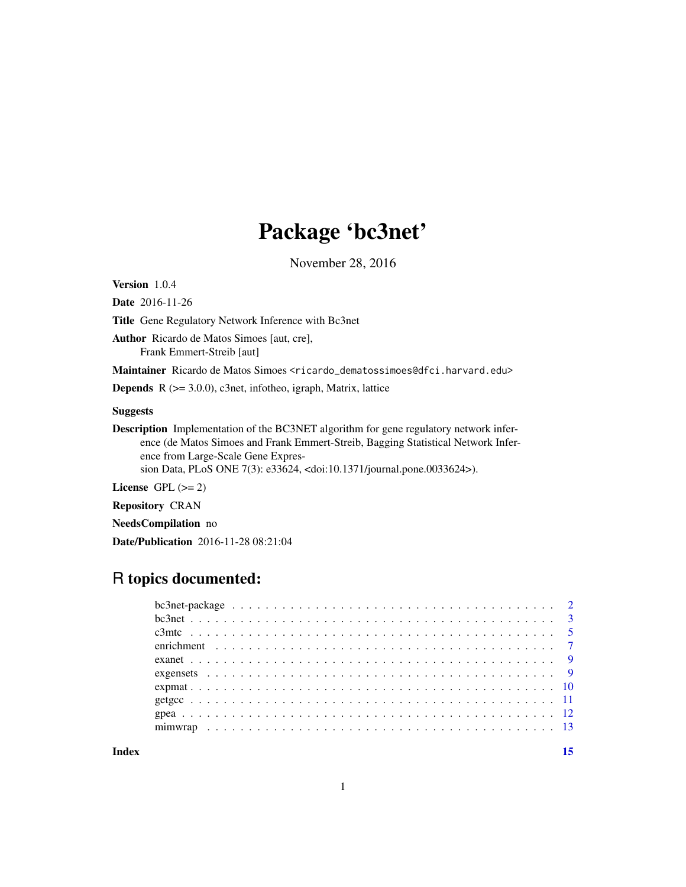# Package 'bc3net'

November 28, 2016

**Version** 1.0.4

**Date** 2016-11-26

**Title** Gene Regulatory Network Inference with Bc3net

**Author** Ricardo de Matos Simoes [aut, cre],
Frank Emmert-Streib [aut]

**Maintainer** Ricardo de Matos Simoes <ricardo_dematossimoes@dfci.harvard.edu>

**Depends** R (>= 3.0.0), c3net, infotheo, igraph, Matrix, lattice

**Suggests**

**Description** Implementation of the BC3NET algorithm for gene regulatory network inference (de Matos Simoes and Frank Emmert-Streib, Bagging Statistical Network Inference from Large-Scale Gene Expression Data, PLoS ONE 7(3): e33624, <doi:10.1371/journal.pone.0033624>).

**License** GPL (>= 2)

**Repository** CRAN

**NeedsCompilation** no

**Date/Publication** 2016-11-28 08:21:04

## R topics documented:

| | |
|---|---|
| bc3net-package | 2 |
| bc3net | 3 |
| c3mtc | 5 |
| enrichment | 7 |
| exanet | 9 |
| exgensets | 9 |
| expmat | 10 |
| getgcc | 11 |
| gpea | 12 |
| mimwrap | 13 |
| **Index** | **15** |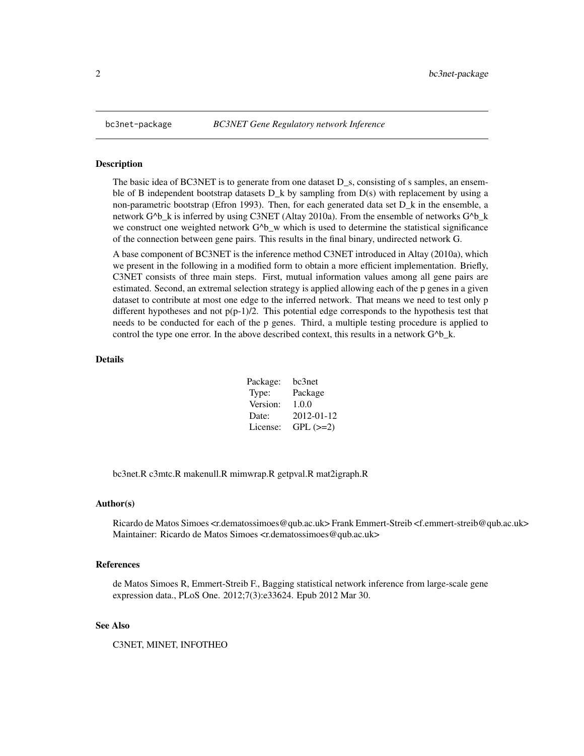bc3net-package *BC3NET Gene Regulatory network Inference*

## Description

The basic idea of BC3NET is to generate from one dataset D_s, consisting of s samples, an ensemble of B independent bootstrap datasets D_k by sampling from D(s) with replacement by using a non-parametric bootstrap (Efron 1993). Then, for each generated data set D_k in the ensemble, a network G^b_k is inferred by using C3NET (Altay 2010a). From the ensemble of networks G^b_k we construct one weighted network G^b_w which is used to determine the statistical significance of the connection between gene pairs. This results in the final binary, undirected network G.

A base component of BC3NET is the inference method C3NET introduced in Altay (2010a), which we present in the following in a modified form to obtain a more efficient implementation. Briefly, C3NET consists of three main steps. First, mutual information values among all gene pairs are estimated. Second, an extremal selection strategy is applied allowing each of the p genes in a given dataset to contribute at most one edge to the inferred network. That means we need to test only p different hypotheses and not p(p-1)/2. This potential edge corresponds to the hypothesis test that needs to be conducted for each of the p genes. Third, a multiple testing procedure is applied to control the type one error. In the above described context, this results in a network G^b_k.

## Details

| | |
|---|---|
| Package: | bc3net |
| Type: | Package |
| Version: | 1.0.0 |
| Date: | 2012-01-12 |
| License: | GPL (>=2) |

bc3net.R c3mtc.R makenull.R mimwrap.R getpval.R mat2igraph.R

## Author(s)

Ricardo de Matos Simoes <r.dematossimoes@qub.ac.uk> Frank Emmert-Streib <f.emmert-streib@qub.ac.uk>
Maintainer: Ricardo de Matos Simoes <r.dematossimoes@qub.ac.uk>

## References

de Matos Simoes R, Emmert-Streib F., Bagging statistical network inference from large-scale gene expression data., PLoS One. 2012;7(3):e33624. Epub 2012 Mar 30.

## See Also

C3NET, MINET, INFOTHEO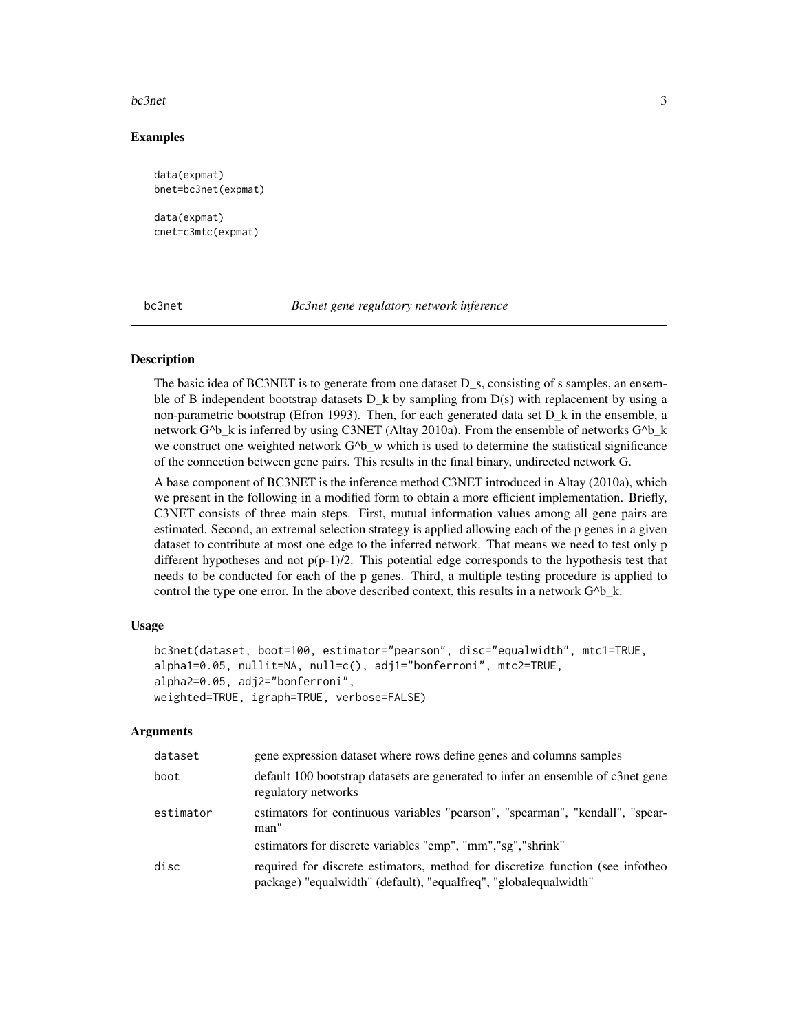## Examples

```
data(expmat)
bnet=bc3net(expmat)

data(expmat)
cnet=c3mtc(expmat)
```

---

bc3net *Bc3net gene regulatory network inference*

---

### Description

The basic idea of BC3NET is to generate from one dataset $D_s$, consisting of s samples, an ensemble of B independent bootstrap datasets $D_k$ by sampling from D(s) with replacement by using a non-parametric bootstrap (Efron 1993). Then, for each generated data set $D_k$ in the ensemble, a network $G^b_k$ is inferred by using C3NET (Altay 2010a). From the ensemble of networks $G^b_k$ we construct one weighted network $G^b_w$ which is used to determine the statistical significance of the connection between gene pairs. This results in the final binary, undirected network G.

A base component of BC3NET is the inference method C3NET introduced in Altay (2010a), which we present in the following in a modified form to obtain a more efficient implementation. Briefly, C3NET consists of three main steps. First, mutual information values among all gene pairs are estimated. Second, an extremal selection strategy is applied allowing each of the p genes in a given dataset to contribute at most one edge to the inferred network. That means we need to test only p different hypotheses and not $p(p-1)/2$. This potential edge corresponds to the hypothesis test that needs to be conducted for each of the p genes. Third, a multiple testing procedure is applied to control the type one error. In the above described context, this results in a network $G^b_k$.

### Usage

```
bc3net(dataset, boot=100, estimator="pearson", disc="equalwidth", mtc1=TRUE,
alpha1=0.05, nullit=NA, null=c(), adj1="bonferroni", mtc2=TRUE,
alpha2=0.05, adj2="bonferroni",
weighted=TRUE, igraph=TRUE, verbose=FALSE)
```

### Arguments

| | |
|---|---|
| dataset | gene expression dataset where rows define genes and columns samples |
| boot | default 100 bootstrap datasets are generated to infer an ensemble of c3net gene regulatory networks |
| estimator | estimators for continuous variables "pearson", "spearman", "kendall", "spearman"<br>estimators for discrete variables "emp", "mm","sg","shrink" |
| disc | required for discrete estimators, method for discretize function (see infotheo package) "equalwidth" (default), "equalfreq", "globalequalwidth" |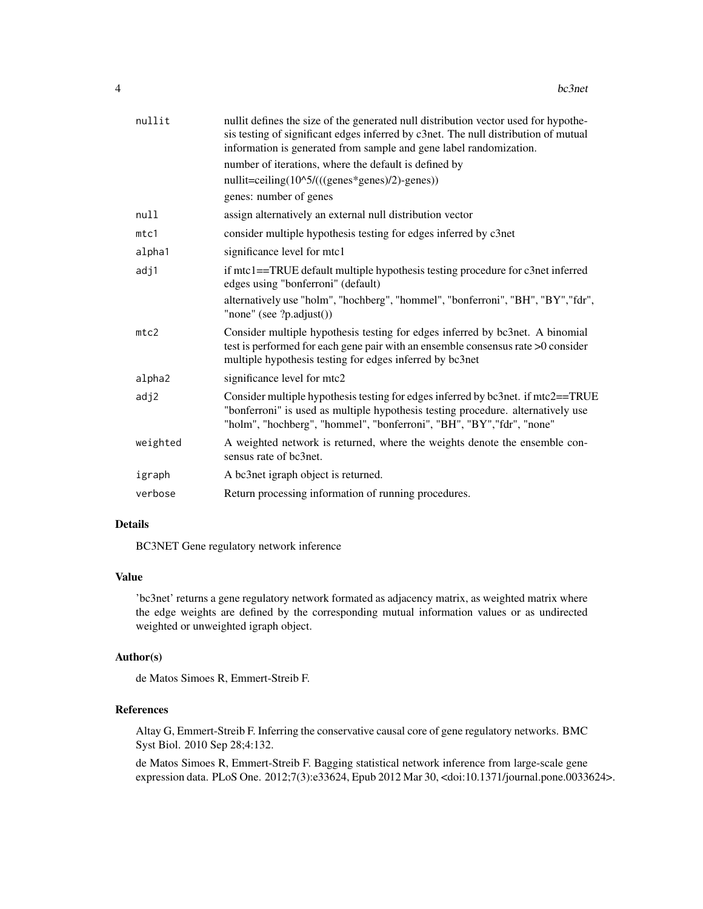| | |
|---|---|
| nullit | nullit defines the size of the generated null distribution vector used for hypothesis testing of significant edges inferred by c3net. The null distribution of mutual information is generated from sample and gene label randomization.<br>number of iterations, where the default is defined by<br>nullit=ceiling(10^5/(((genes*genes)/2)-genes))<br>genes: number of genes |
| null | assign alternatively an external null distribution vector |
| mtc1 | consider multiple hypothesis testing for edges inferred by c3net |
| alpha1 | significance level for mtc1 |
| adj1 | if mtc1==TRUE default multiple hypothesis testing procedure for c3net inferred edges using "bonferroni" (default)<br>alternatively use "holm", "hochberg", "hommel", "bonferroni", "BH", "BY","fdr", "none" (see ?p.adjust()) |
| mtc2 | Consider multiple hypothesis testing for edges inferred by bc3net. A binomial test is performed for each gene pair with an ensemble consensus rate >0 consider multiple hypothesis testing for edges inferred by bc3net |
| alpha2 | significance level for mtc2 |
| adj2 | Consider multiple hypothesis testing for edges inferred by bc3net. if mtc2==TRUE "bonferroni" is used as multiple hypothesis testing procedure. alternatively use "holm", "hochberg", "hommel", "bonferroni", "BH", "BY","fdr", "none" |
| weighted | A weighted network is returned, where the weights denote the ensemble consensus rate of bc3net. |
| igraph | A bc3net igraph object is returned. |
| verbose | Return processing information of running procedures. |

## Details

BC3NET Gene regulatory network inference

## Value

'bc3net' returns a gene regulatory network formated as adjacency matrix, as weighted matrix where the edge weights are defined by the corresponding mutual information values or as undirected weighted or unweighted igraph object.

## Author(s)

de Matos Simoes R, Emmert-Streib F.

## References

Altay G, Emmert-Streib F. Inferring the conservative causal core of gene regulatory networks. BMC Syst Biol. 2010 Sep 28;4:132.

de Matos Simoes R, Emmert-Streib F. Bagging statistical network inference from large-scale gene expression data. PLoS One. 2012;7(3):e33624, Epub 2012 Mar 30, <doi:10.1371/journal.pone.0033624>.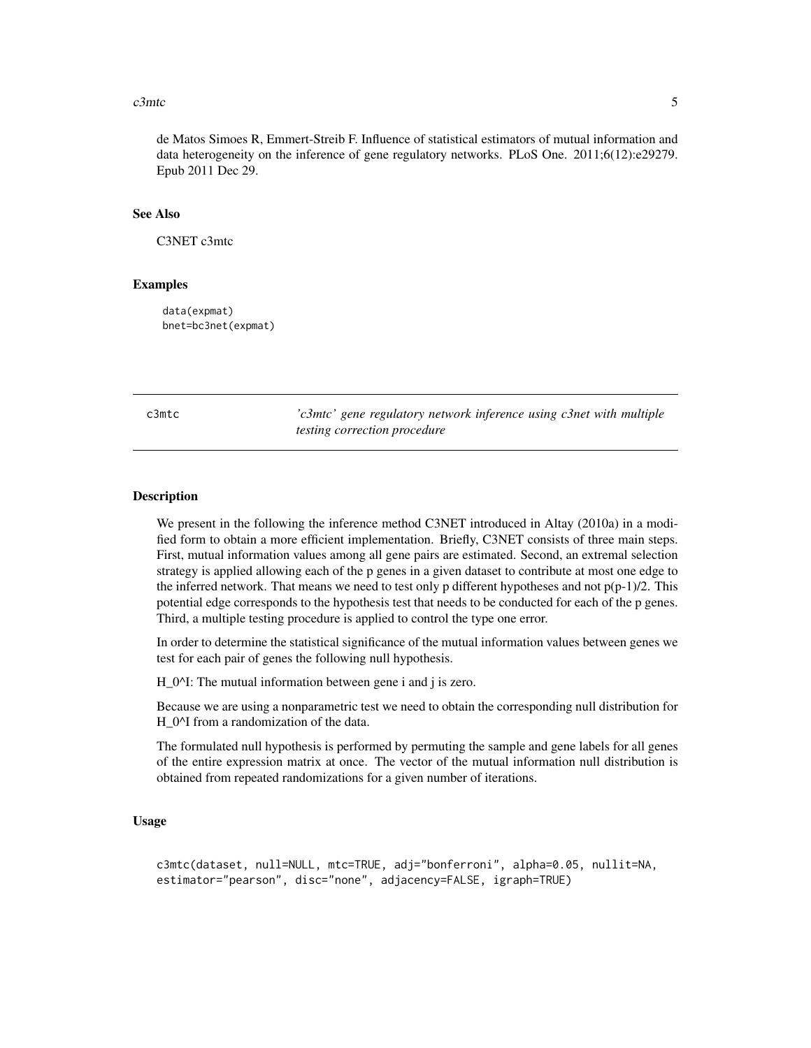de Matos Simoes R, Emmert-Streib F. Influence of statistical estimators of mutual information and data heterogeneity on the inference of gene regulatory networks. PLoS One. 2011;6(12):e29279. Epub 2011 Dec 29.

### See Also

C3NET c3mtc

### Examples

```
data(expmat)
bnet=bc3net(expmat)
```

---

## c3mtc — *'c3mtc' gene regulatory network inference using c3net with multiple testing correction procedure*

---

### Description

We present in the following the inference method C3NET introduced in Altay (2010a) in a modified form to obtain a more efficient implementation. Briefly, C3NET consists of three main steps. First, mutual information values among all gene pairs are estimated. Second, an extremal selection strategy is applied allowing each of the p genes in a given dataset to contribute at most one edge to the inferred network. That means we need to test only p different hypotheses and not p(p-1)/2. This potential edge corresponds to the hypothesis test that needs to be conducted for each of the p genes. Third, a multiple testing procedure is applied to control the type one error.

In order to determine the statistical significance of the mutual information values between genes we test for each pair of genes the following null hypothesis.

H_0^I: The mutual information between gene i and j is zero.

Because we are using a nonparametric test we need to obtain the corresponding null distribution for H_0^I from a randomization of the data.

The formulated null hypothesis is performed by permuting the sample and gene labels for all genes of the entire expression matrix at once. The vector of the mutual information null distribution is obtained from repeated randomizations for a given number of iterations.

### Usage

```
c3mtc(dataset, null=NULL, mtc=TRUE, adj="bonferroni", alpha=0.05, nullit=NA,
estimator="pearson", disc="none", adjacency=FALSE, igraph=TRUE)
```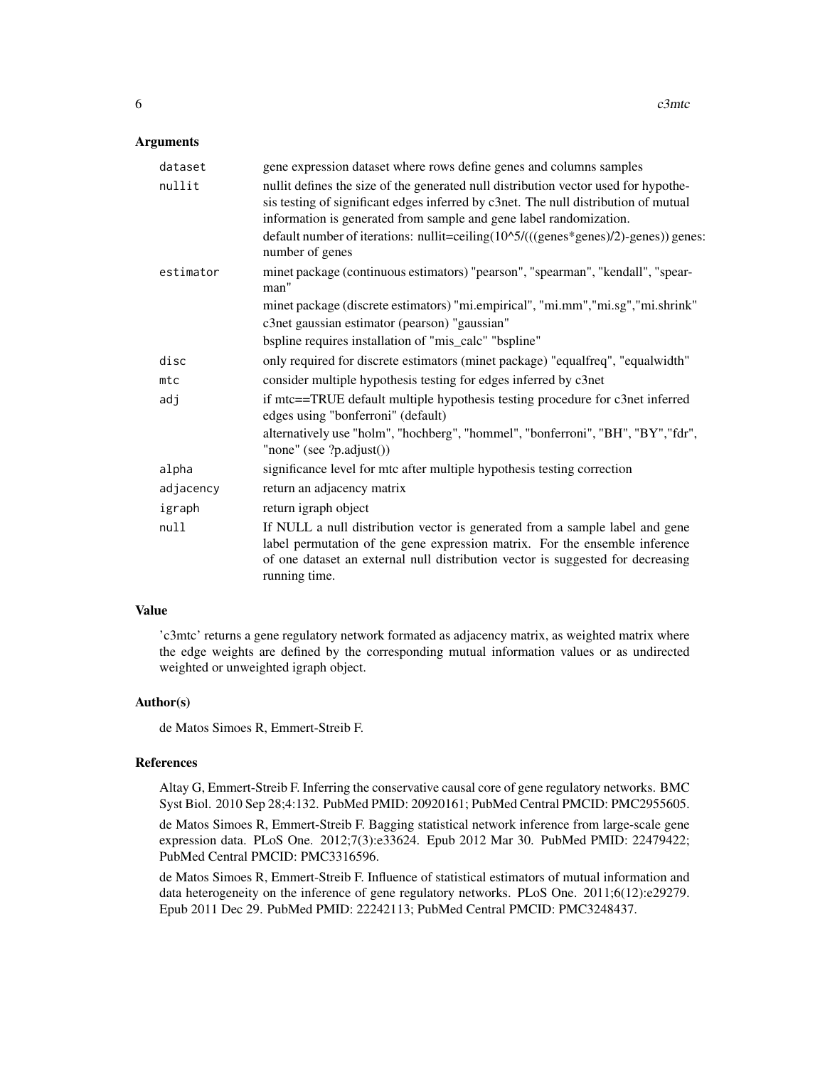## Arguments

| | |
|---|---|
| `dataset` | gene expression dataset where rows define genes and columns samples |
| `nullit` | nullit defines the size of the generated null distribution vector used for hypothesis testing of significant edges inferred by c3net. The null distribution of mutual information is generated from sample and gene label randomization.<br>default number of iterations: nullit=ceiling(10^5/(((genes*genes)/2)-genes)) genes: number of genes |
| `estimator` | minet package (continuous estimators) "pearson", "spearman", "kendall", "spearman"<br>minet package (discrete estimators) "mi.empirical", "mi.mm","mi.sg","mi.shrink"<br>c3net gaussian estimator (pearson) "gaussian"<br>bspline requires installation of "mis_calc" "bspline" |
| `disc` | only required for discrete estimators (minet package) "equalfreq", "equalwidth" |
| `mtc` | consider multiple hypothesis testing for edges inferred by c3net |
| `adj` | if mtc==TRUE default multiple hypothesis testing procedure for c3net inferred edges using "bonferroni" (default)<br>alternatively use "holm", "hochberg", "hommel", "bonferroni", "BH", "BY","fdr", "none" (see ?p.adjust()) |
| `alpha` | significance level for mtc after multiple hypothesis testing correction |
| `adjacency` | return an adjacency matrix |
| `igraph` | return igraph object |
| `null` | If NULL a null distribution vector is generated from a sample label and gene label permutation of the gene expression matrix. For the ensemble inference of one dataset an external null distribution vector is suggested for decreasing running time. |

## Value

'c3mtc' returns a gene regulatory network formated as adjacency matrix, as weighted matrix where the edge weights are defined by the corresponding mutual information values or as undirected weighted or unweighted igraph object.

## Author(s)

de Matos Simoes R, Emmert-Streib F.

## References

Altay G, Emmert-Streib F. Inferring the conservative causal core of gene regulatory networks. BMC Syst Biol. 2010 Sep 28;4:132. PubMed PMID: 20920161; PubMed Central PMCID: PMC2955605.

de Matos Simoes R, Emmert-Streib F. Bagging statistical network inference from large-scale gene expression data. PLoS One. 2012;7(3):e33624. Epub 2012 Mar 30. PubMed PMID: 22479422; PubMed Central PMCID: PMC3316596.

de Matos Simoes R, Emmert-Streib F. Influence of statistical estimators of mutual information and data heterogeneity on the inference of gene regulatory networks. PLoS One. 2011;6(12):e29279. Epub 2011 Dec 29. PubMed PMID: 22242113; PubMed Central PMCID: PMC3248437.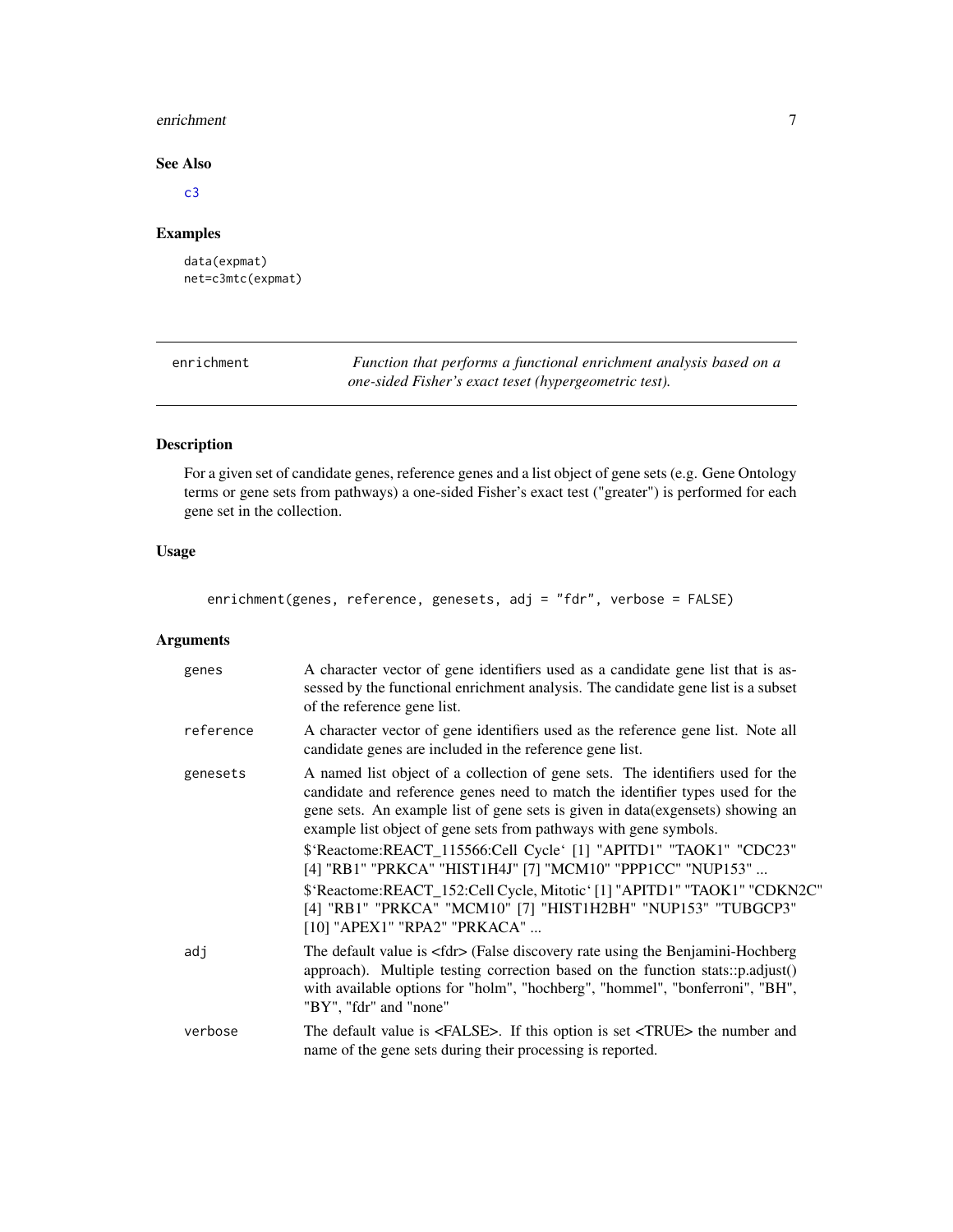## See Also

c3

## Examples

```
data(expmat)
net=c3mtc(expmat)
```

---

enrichment *Function that performs a functional enrichment analysis based on a one-sided Fisher's exact teset (hypergeometric test).*

---

## Description

For a given set of candidate genes, reference genes and a list object of gene sets (e.g. Gene Ontology terms or gene sets from pathways) a one-sided Fisher's exact test ("greater") is performed for each gene set in the collection.

## Usage

```
enrichment(genes, reference, genesets, adj = "fdr", verbose = FALSE)
```

## Arguments

| | |
|---|---|
| genes | A character vector of gene identifiers used as a candidate gene list that is assessed by the functional enrichment analysis. The candidate gene list is a subset of the reference gene list. |
| reference | A character vector of gene identifiers used as the reference gene list. Note all candidate genes are included in the reference gene list. |
| genesets | A named list object of a collection of gene sets. The identifiers used for the candidate and reference genes need to match the identifier types used for the gene sets. An example list of gene sets is given in data(exgensets) showing an example list object of gene sets from pathways with gene symbols. $`Reactome:REACT_115566:Cell Cycle` [1] "APITD1" "TAOK1" "CDC23" [4] "RB1" "PRKCA" "HIST1H4J" [7] "MCM10" "PPP1CC" "NUP153" ... $`Reactome:REACT_152:Cell Cycle, Mitotic` [1] "APITD1" "TAOK1" "CDKN2C" [4] "RB1" "PRKCA" "MCM10" [7] "HIST1H2BH" "NUP153" "TUBGCP3" [10] "APEX1" "RPA2" "PRKACA" ... |
| adj | The default value is <fdr> (False discovery rate using the Benjamini-Hochberg approach). Multiple testing correction based on the function stats::p.adjust() with available options for "holm", "hochberg", "hommel", "bonferroni", "BH", "BY", "fdr" and "none" |
| verbose | The default value is <FALSE>. If this option is set <TRUE> the number and name of the gene sets during their processing is reported. |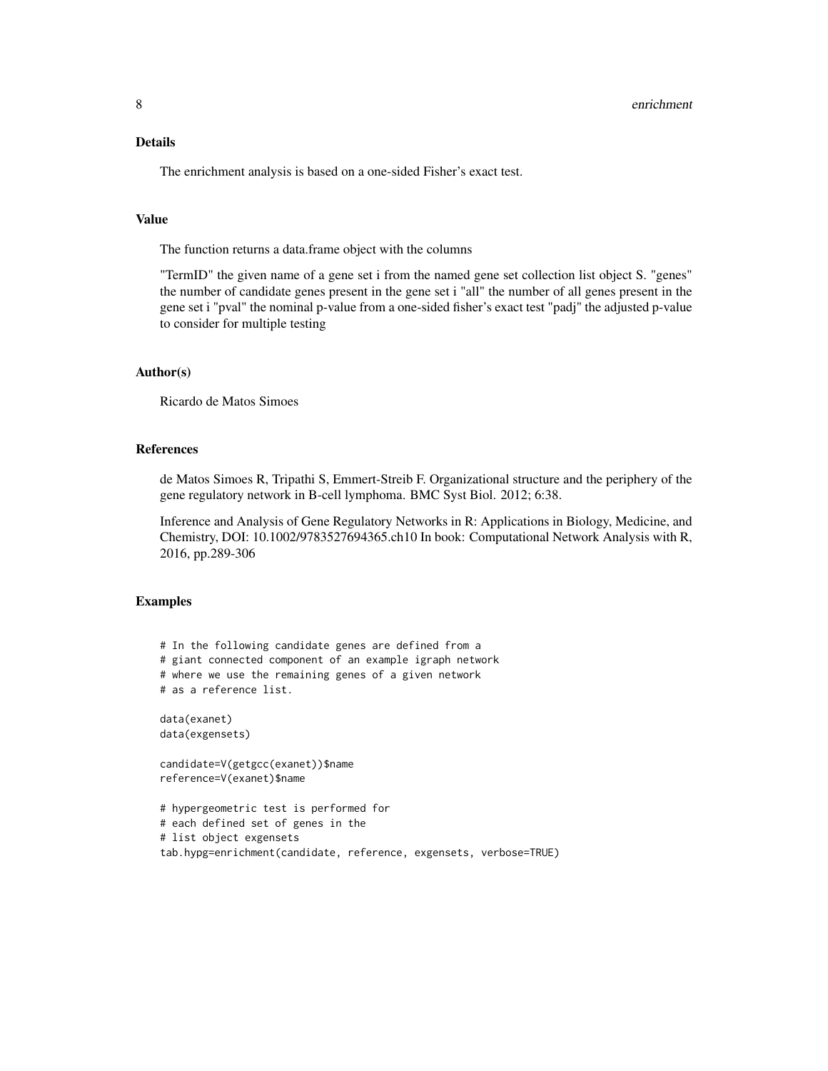## Details

The enrichment analysis is based on a one-sided Fisher's exact test.

## Value

The function returns a data.frame object with the columns

"TermID" the given name of a gene set i from the named gene set collection list object S. "genes" the number of candidate genes present in the gene set i "all" the number of all genes present in the gene set i "pval" the nominal p-value from a one-sided fisher's exact test "padj" the adjusted p-value to consider for multiple testing

## Author(s)

Ricardo de Matos Simoes

## References

de Matos Simoes R, Tripathi S, Emmert-Streib F. Organizational structure and the periphery of the gene regulatory network in B-cell lymphoma. BMC Syst Biol. 2012; 6:38.

Inference and Analysis of Gene Regulatory Networks in R: Applications in Biology, Medicine, and Chemistry, DOI: 10.1002/9783527694365.ch10 In book: Computational Network Analysis with R, 2016, pp.289-306

## Examples

```
# In the following candidate genes are defined from a
# giant connected component of an example igraph network
# where we use the remaining genes of a given network
# as a reference list.

data(exanet)
data(exgensets)

candidate=V(getgcc(exanet))$name
reference=V(exanet)$name

# hypergeometric test is performed for
# each defined set of genes in the
# list object exgensets
tab.hypg=enrichment(candidate, reference, exgensets, verbose=TRUE)
```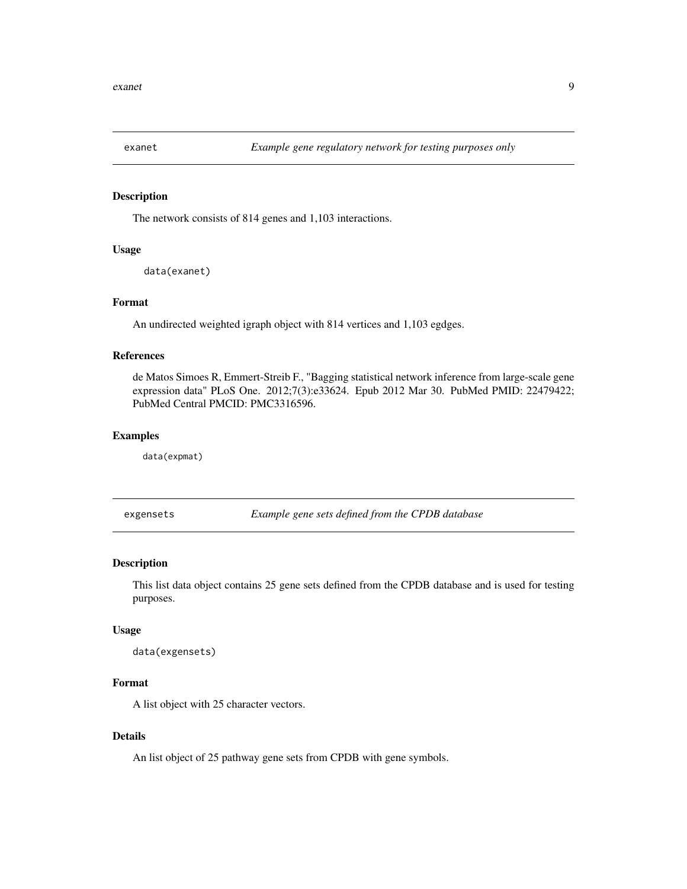## exanet *Example gene regulatory network for testing purposes only*

### Description

The network consists of 814 genes and 1,103 interactions.

### Usage

```
data(exanet)
```

### Format

An undirected weighted igraph object with 814 vertices and 1,103 egdges.

### References

de Matos Simoes R, Emmert-Streib F., "Bagging statistical network inference from large-scale gene expression data" PLoS One. 2012;7(3):e33624. Epub 2012 Mar 30. PubMed PMID: 22479422; PubMed Central PMCID: PMC3316596.

### Examples

```
data(expmat)
```

## exgensets *Example gene sets defined from the CPDB database*

### Description

This list data object contains 25 gene sets defined from the CPDB database and is used for testing purposes.

### Usage

```
data(exgensets)
```

### Format

A list object with 25 character vectors.

### Details

An list object of 25 pathway gene sets from CPDB with gene symbols.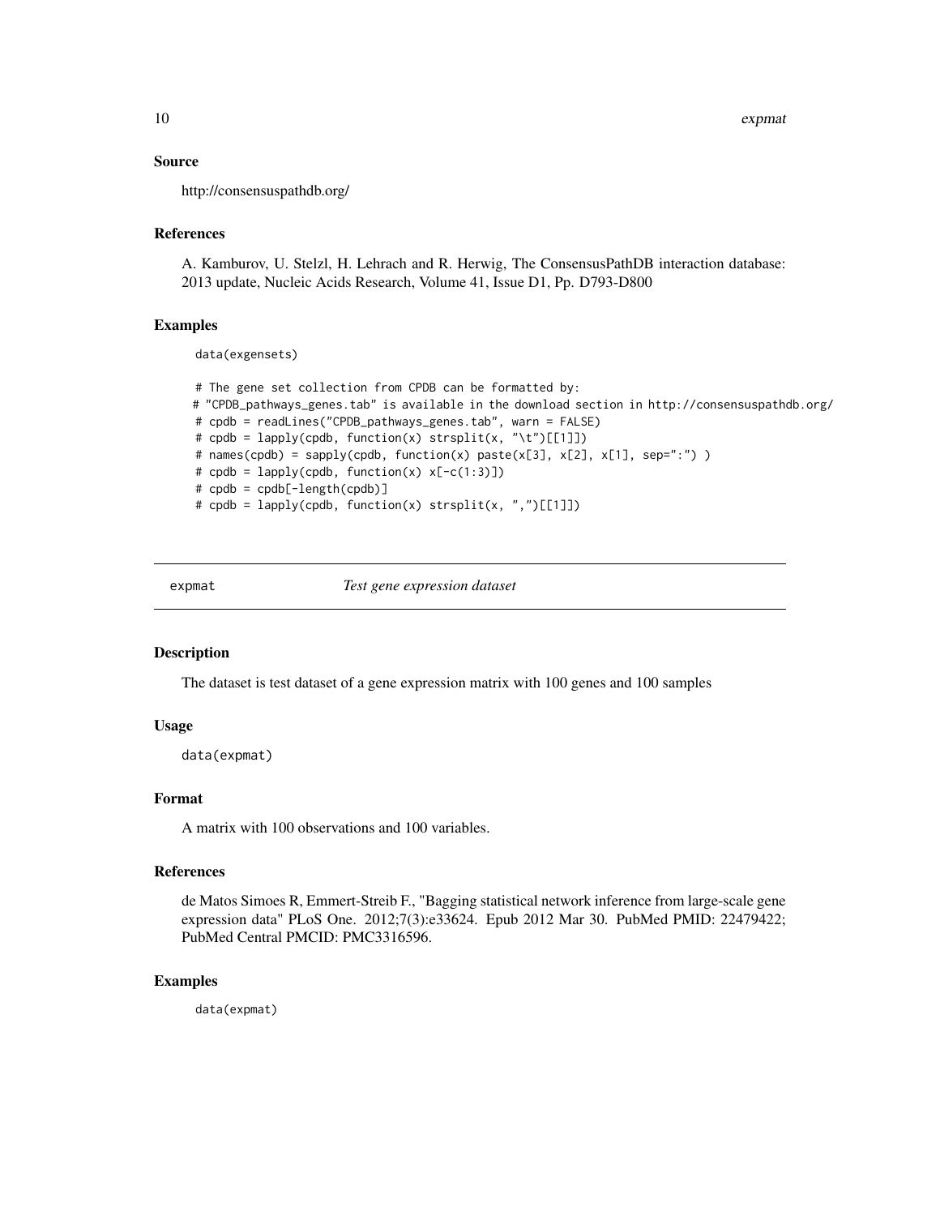### Source

http://consensuspathdb.org/

### References

A. Kamburov, U. Stelzl, H. Lehrach and R. Herwig, The ConsensusPathDB interaction database: 2013 update, Nucleic Acids Research, Volume 41, Issue D1, Pp. D793-D800

### Examples

```
data(exgensets)

# The gene set collection from CPDB can be formatted by:
# "CPDB_pathways_genes.tab" is available in the download section in http://consensuspathdb.org/
# cpdb = readLines("CPDB_pathways_genes.tab", warn = FALSE)
# cpdb = lapply(cpdb, function(x) strsplit(x, "\t")[[1]])
# names(cpdb) = sapply(cpdb, function(x) paste(x[3], x[2], x[1], sep=":") )
# cpdb = lapply(cpdb, function(x) x[-c(1:3)])
# cpdb = cpdb[-length(cpdb)]
# cpdb = lapply(cpdb, function(x) strsplit(x, ",")[[1]])
```

---

## expmat &nbsp;&nbsp;&nbsp; *Test gene expression dataset*

### Description

The dataset is test dataset of a gene expression matrix with 100 genes and 100 samples

### Usage

```
data(expmat)
```

### Format

A matrix with 100 observations and 100 variables.

### References

de Matos Simoes R, Emmert-Streib F., "Bagging statistical network inference from large-scale gene expression data" PLoS One. 2012;7(3):e33624. Epub 2012 Mar 30. PubMed PMID: 22479422; PubMed Central PMCID: PMC3316596.

### Examples

```
data(expmat)
```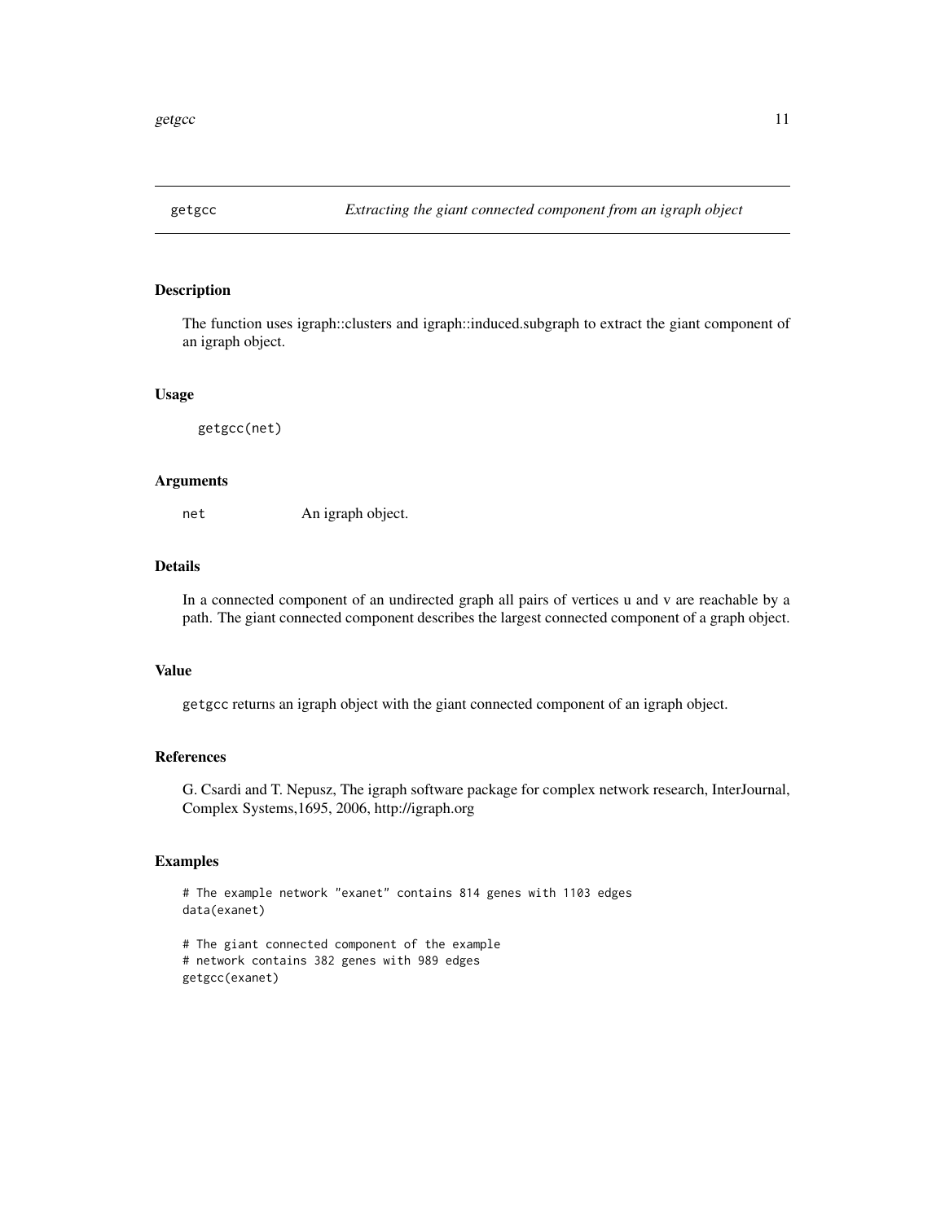# getgcc — *Extracting the giant connected component from an igraph object*

## Description

The function uses igraph::clusters and igraph::induced.subgraph to extract the giant component of an igraph object.

## Usage

```
getgcc(net)
```

## Arguments

| | |
|---|---|
| net | An igraph object. |

## Details

In a connected component of an undirected graph all pairs of vertices u and v are reachable by a path. The giant connected component describes the largest connected component of a graph object.

## Value

getgcc returns an igraph object with the giant connected component of an igraph object.

## References

G. Csardi and T. Nepusz, The igraph software package for complex network research, InterJournal, Complex Systems,1695, 2006, http://igraph.org

## Examples

```
# The example network "exanet" contains 814 genes with 1103 edges
data(exanet)

# The giant connected component of the example
# network contains 382 genes with 989 edges
getgcc(exanet)
```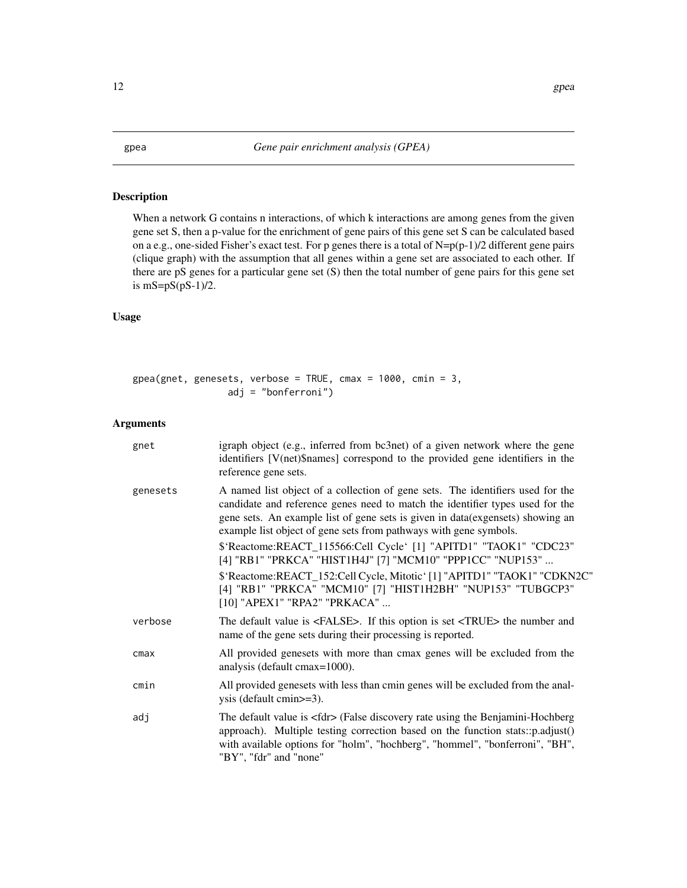# gpea — *Gene pair enrichment analysis (GPEA)*

## Description

When a network G contains n interactions, of which k interactions are among genes from the given gene set S, then a p-value for the enrichment of gene pairs of this gene set S can be calculated based on a e.g., one-sided Fisher's exact test. For p genes there is a total of N=p(p-1)/2 different gene pairs (clique graph) with the assumption that all genes within a gene set are associated to each other. If there are pS genes for a particular gene set (S) then the total number of gene pairs for this gene set is mS=pS(pS-1)/2.

## Usage

```
gpea(gnet, genesets, verbose = TRUE, cmax = 1000, cmin = 3,
                adj = "bonferroni")
```

## Arguments

| Argument | Description |
|---|---|
| `gnet` | igraph object (e.g., inferred from bc3net) of a given network where the gene identifiers [V(net)$names] correspond to the provided gene identifiers in the reference gene sets. |
| `genesets` | A named list object of a collection of gene sets. The identifiers used for the candidate and reference genes need to match the identifier types used for the gene sets. An example list of gene sets is given in data(exgensets) showing an example list object of gene sets from pathways with gene symbols.<br><br>$`Reactome:REACT_115566:Cell Cycle` [1] "APITD1" "TAOK1" "CDC23" [4] "RB1" "PRKCA" "HIST1H4J" [7] "MCM10" "PPP1CC" "NUP153" ...<br><br>$`Reactome:REACT_152:Cell Cycle, Mitotic` [1] "APITD1" "TAOK1" "CDKN2C" [4] "RB1" "PRKCA" "MCM10" [7] "HIST1H2BH" "NUP153" "TUBGCP3" [10] "APEX1" "RPA2" "PRKACA" ... |
| `verbose` | The default value is <FALSE>. If this option is set <TRUE> the number and name of the gene sets during their processing is reported. |
| `cmax` | All provided genesets with more than cmax genes will be excluded from the analysis (default cmax=1000). |
| `cmin` | All provided genesets with less than cmin genes will be excluded from the analysis (default cmin>=3). |
| `adj` | The default value is <fdr> (False discovery rate using the Benjamini-Hochberg approach). Multiple testing correction based on the function stats::p.adjust() with available options for "holm", "hochberg", "hommel", "bonferroni", "BH", "BY", "fdr" and "none" |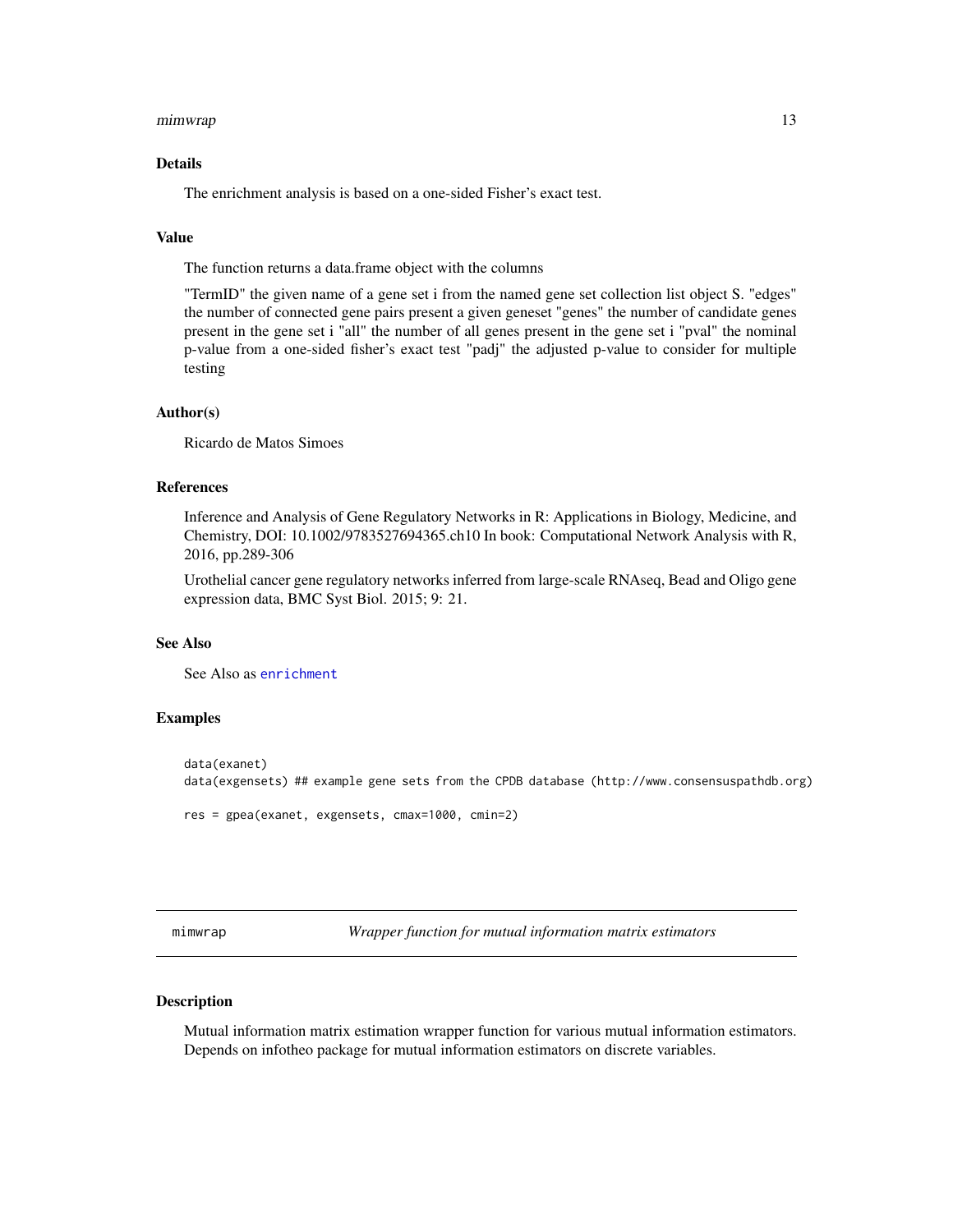### Details

The enrichment analysis is based on a one-sided Fisher's exact test.

### Value

The function returns a data.frame object with the columns

"TermID" the given name of a gene set i from the named gene set collection list object S. "edges" the number of connected gene pairs present a given geneset "genes" the number of candidate genes present in the gene set i "all" the number of all genes present in the gene set i "pval" the nominal p-value from a one-sided fisher's exact test "padj" the adjusted p-value to consider for multiple testing

### Author(s)

Ricardo de Matos Simoes

### References

Inference and Analysis of Gene Regulatory Networks in R: Applications in Biology, Medicine, and Chemistry, DOI: 10.1002/9783527694365.ch10 In book: Computational Network Analysis with R, 2016, pp.289-306

Urothelial cancer gene regulatory networks inferred from large-scale RNAseq, Bead and Oligo gene expression data, BMC Syst Biol. 2015; 9: 21.

### See Also

See Also as `enrichment`

### Examples

```
data(exanet)
data(exgensets) ## example gene sets from the CPDB database (http://www.consensuspathdb.org)

res = gpea(exanet, exgensets, cmax=1000, cmin=2)
```

---

## mimwrap — *Wrapper function for mutual information matrix estimators*

### Description

Mutual information matrix estimation wrapper function for various mutual information estimators. Depends on infotheo package for mutual information estimators on discrete variables.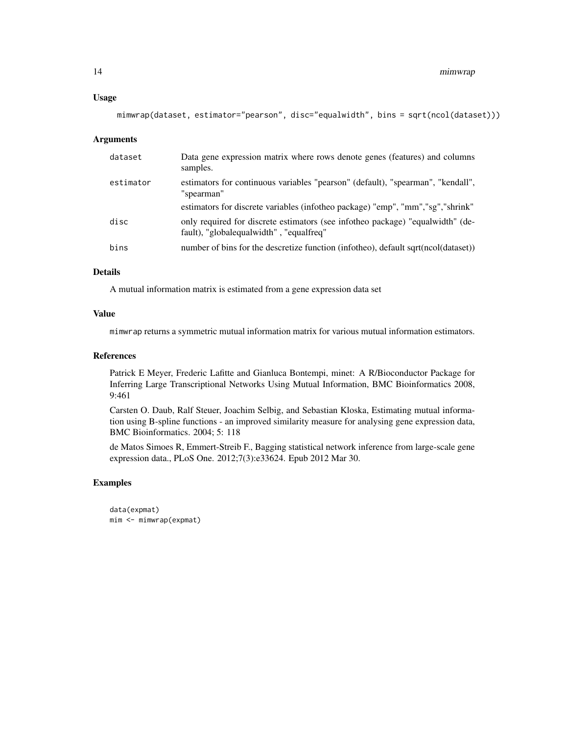## Usage

```
mimwrap(dataset, estimator="pearson", disc="equalwidth", bins = sqrt(ncol(dataset)))
```

## Arguments

| | |
|---|---|
| dataset | Data gene expression matrix where rows denote genes (features) and columns samples. |
| estimator | estimators for continuous variables "pearson" (default), "spearman", "kendall", "spearman" |
| | estimators for discrete variables (infotheo package) "emp", "mm","sg","shrink" |
| disc | only required for discrete estimators (see infotheo package) "equalwidth" (default), "globalequalwidth" , "equalfreq" |
| bins | number of bins for the descretize function (infotheo), default sqrt(ncol(dataset)) |

## Details

A mutual information matrix is estimated from a gene expression data set

## Value

mimwrap returns a symmetric mutual information matrix for various mutual information estimators.

## References

Patrick E Meyer, Frederic Lafitte and Gianluca Bontempi, minet: A R/Bioconductor Package for Inferring Large Transcriptional Networks Using Mutual Information, BMC Bioinformatics 2008, 9:461

Carsten O. Daub, Ralf Steuer, Joachim Selbig, and Sebastian Kloska, Estimating mutual information using B-spline functions - an improved similarity measure for analysing gene expression data, BMC Bioinformatics. 2004; 5: 118

de Matos Simoes R, Emmert-Streib F., Bagging statistical network inference from large-scale gene expression data., PLoS One. 2012;7(3):e33624. Epub 2012 Mar 30.

## Examples

```
data(expmat)
mim <- mimwrap(expmat)
```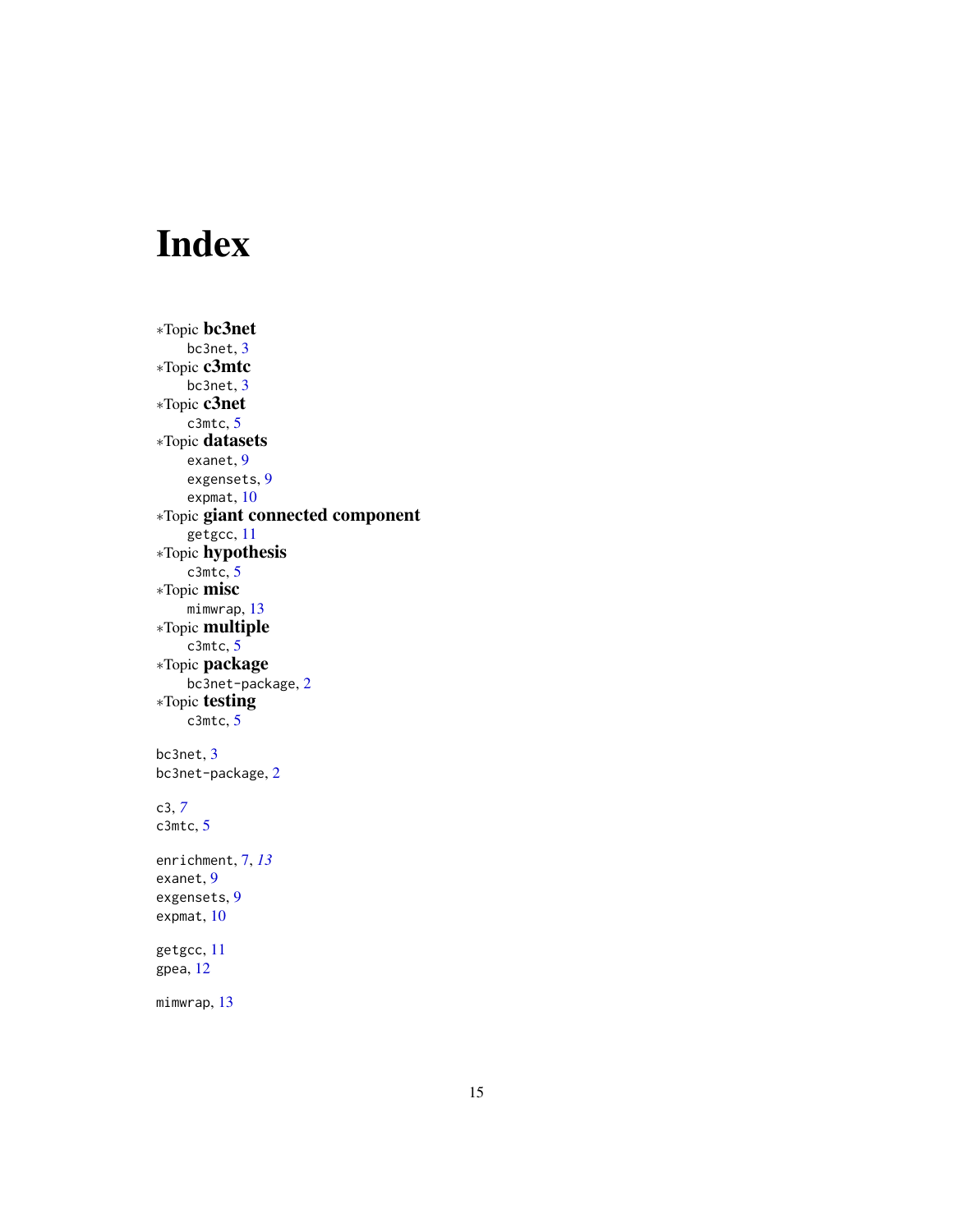# Index

*Topic **bc3net**
  bc3net, 3
*Topic **c3mtc**
  bc3net, 3
*Topic **c3net**
  c3mtc, 5
*Topic **datasets**
  exanet, 9
  exgensets, 9
  expmat, 10
*Topic **giant connected component**
  getgcc, 11
*Topic **hypothesis**
  c3mtc, 5
*Topic **misc**
  mimwrap, 13
*Topic **multiple**
  c3mtc, 5
*Topic **package**
  bc3net-package, 2
*Topic **testing**
  c3mtc, 5

bc3net, 3
bc3net-package, 2

c3, *7*
c3mtc, 5

enrichment, 7, *13*
exanet, 9
exgensets, 9
expmat, 10

getgcc, 11
gpea, 12

mimwrap, 13